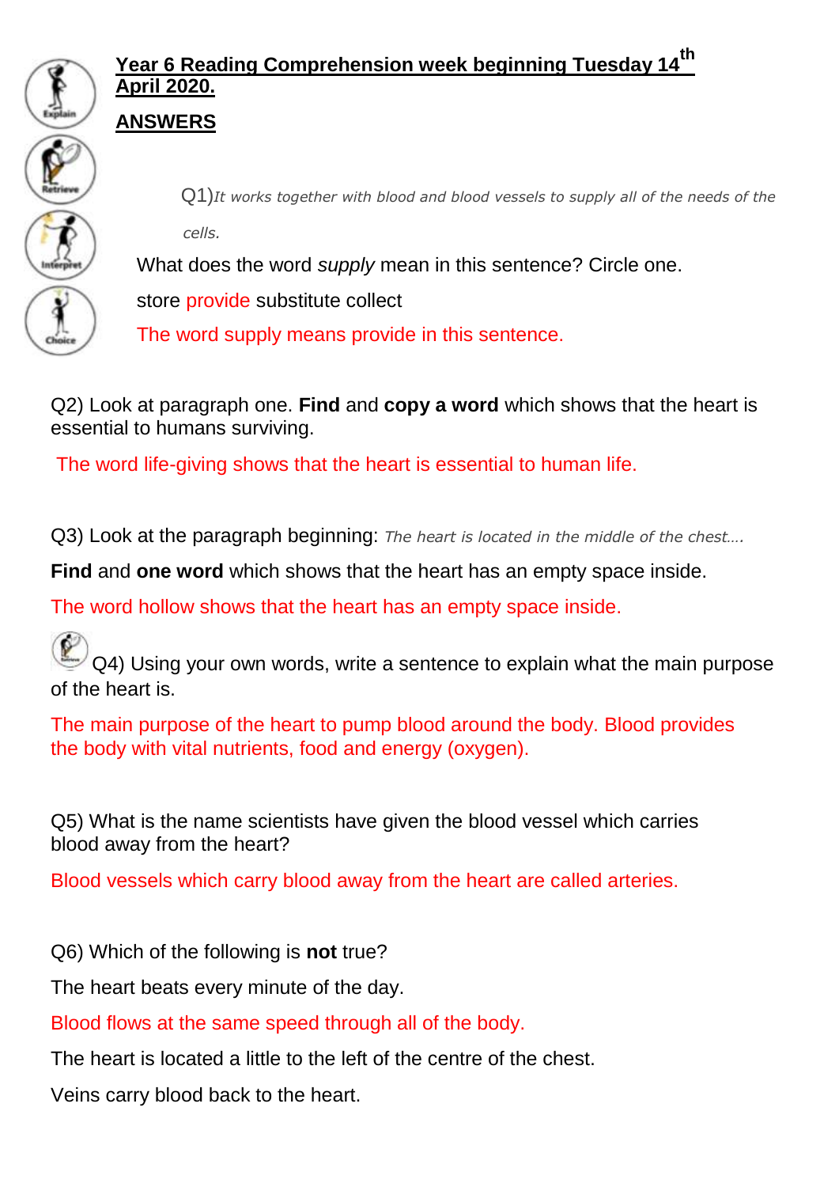**Year 6 Reading Comprehension week beginning Tuesday 14th April 2020.**

**ANSWERS**

Q1) *It works together with blood and blood vessels to supply all of the needs of the cells.*

What does the word *supply* mean in this sentence? Circle one.

store provide substitute collect

The word supply means provide in this sentence.

Q2) Look at paragraph one. **Find** and **copy a word** which shows that the heart is essential to humans surviving.

The word life-giving shows that the heart is essential to human life.

Q3) Look at the paragraph beginning: *The heart is located in the middle of the chest….*

**Find** and **one word** which shows that the heart has an empty space inside.

The word hollow shows that the heart has an empty space inside.

Q4) Using your own words, write a sentence to explain what the main purpose of the heart is.

The main purpose of the heart to pump blood around the body. Blood provides the body with vital nutrients, food and energy (oxygen).

Q5) What is the name scientists have given the blood vessel which carries blood away from the heart?

Blood vessels which carry blood away from the heart are called arteries.

Q6) Which of the following is **not** true?

The heart beats every minute of the day.

Blood flows at the same speed through all of the body.

The heart is located a little to the left of the centre of the chest.

Veins carry blood back to the heart.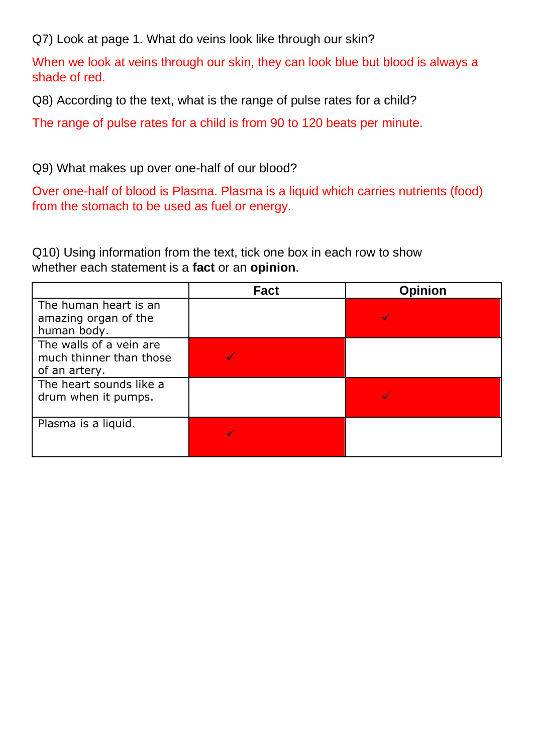Q7) Look at page 1. What do veins look like through our skin?

When we look at veins through our skin, they can look blue but blood is always a shade of red.

Q8) According to the text, what is the range of pulse rates for a child?

The range of pulse rates for a child is from 90 to 120 beats per minute.

Q9) What makes up over one-half of our blood?

Over one-half of blood is Plasma. Plasma is a liquid which carries nutrients (food) from the stomach to be used as fuel or energy.

Q10) Using information from the text, tick one box in each row to show whether each statement is a **fact** or an **opinion**.

| | **Fact** | **Opinion** |
|---|---|---|
| The human heart is an amazing organ of the human body. | | ✓ |
| The walls of a vein are much thinner than those of an artery. | ✓ | |
| The heart sounds like a drum when it pumps. | | ✓ |
| Plasma is a liquid. | ✓ | |